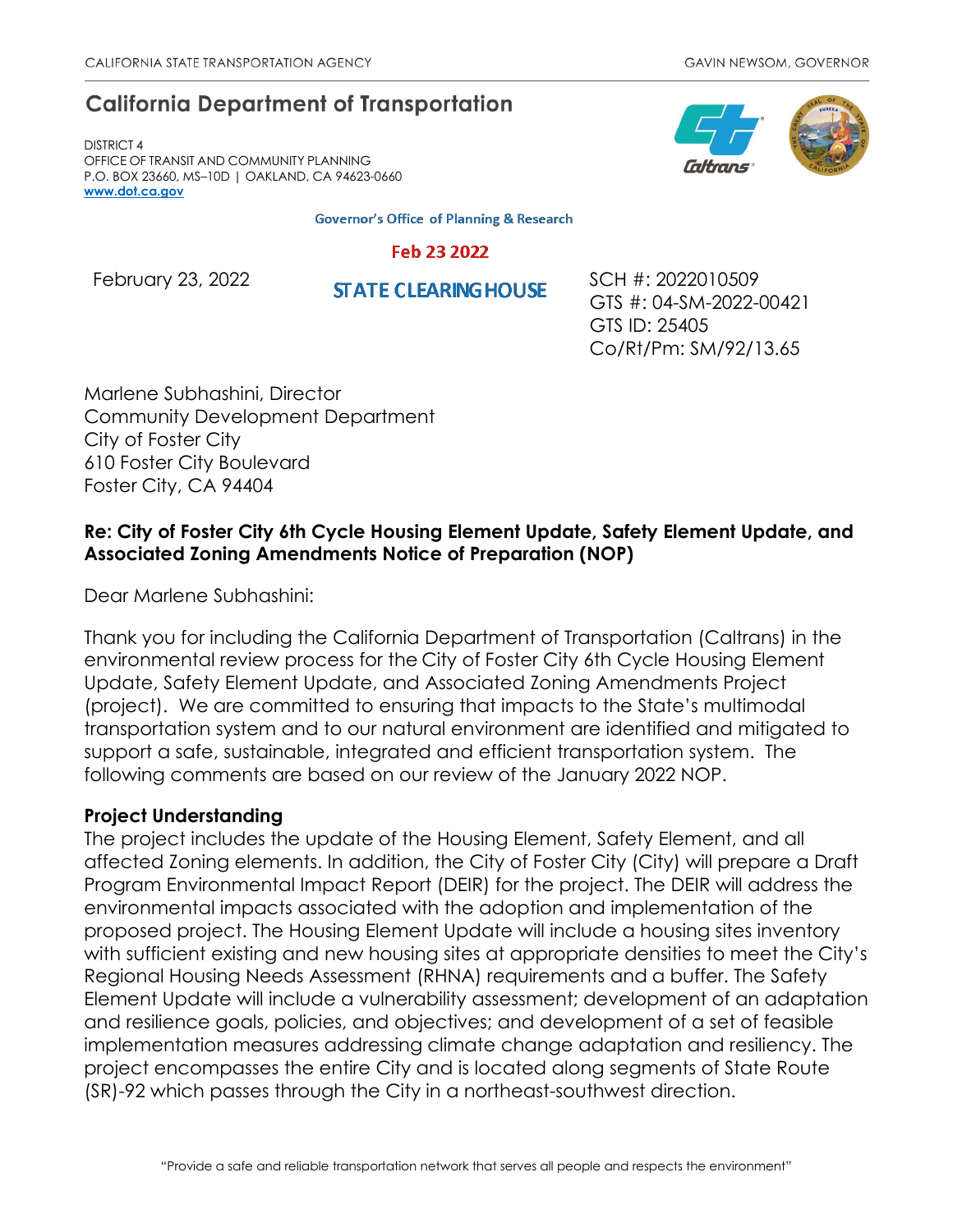CALIFORNIA STATE TRANSPORTATION AGENCY GAVIN NEWSOM, GOVERNOR

# California Department of Transportation

DISTRICT 4
OFFICE OF TRANSIT AND COMMUNITY PLANNING
P.O. BOX 23660, MS–10D | OAKLAND, CA 94623-0660
www.dot.ca.gov

Governor's Office of Planning & Research

Feb 23 2022

STATE CLEARINGHOUSE

February 23, 2022

SCH #: 2022010509
GTS #: 04-SM-2022-00421
GTS ID: 25405
Co/Rt/Pm: SM/92/13.65

Marlene Subhashini, Director
Community Development Department
City of Foster City
610 Foster City Boulevard
Foster City, CA 94404

**Re: City of Foster City 6th Cycle Housing Element Update, Safety Element Update, and Associated Zoning Amendments Notice of Preparation (NOP)**

Dear Marlene Subhashini:

Thank you for including the California Department of Transportation (Caltrans) in the environmental review process for the City of Foster City 6th Cycle Housing Element Update, Safety Element Update, and Associated Zoning Amendments Project (project). We are committed to ensuring that impacts to the State's multimodal transportation system and to our natural environment are identified and mitigated to support a safe, sustainable, integrated and efficient transportation system. The following comments are based on our review of the January 2022 NOP.

**Project Understanding**

The project includes the update of the Housing Element, Safety Element, and all affected Zoning elements. In addition, the City of Foster City (City) will prepare a Draft Program Environmental Impact Report (DEIR) for the project. The DEIR will address the environmental impacts associated with the adoption and implementation of the proposed project. The Housing Element Update will include a housing sites inventory with sufficient existing and new housing sites at appropriate densities to meet the City's Regional Housing Needs Assessment (RHNA) requirements and a buffer. The Safety Element Update will include a vulnerability assessment; development of an adaptation and resilience goals, policies, and objectives; and development of a set of feasible implementation measures addressing climate change adaptation and resiliency. The project encompasses the entire City and is located along segments of State Route (SR)-92 which passes through the City in a northeast-southwest direction.

"Provide a safe and reliable transportation network that serves all people and respects the environment"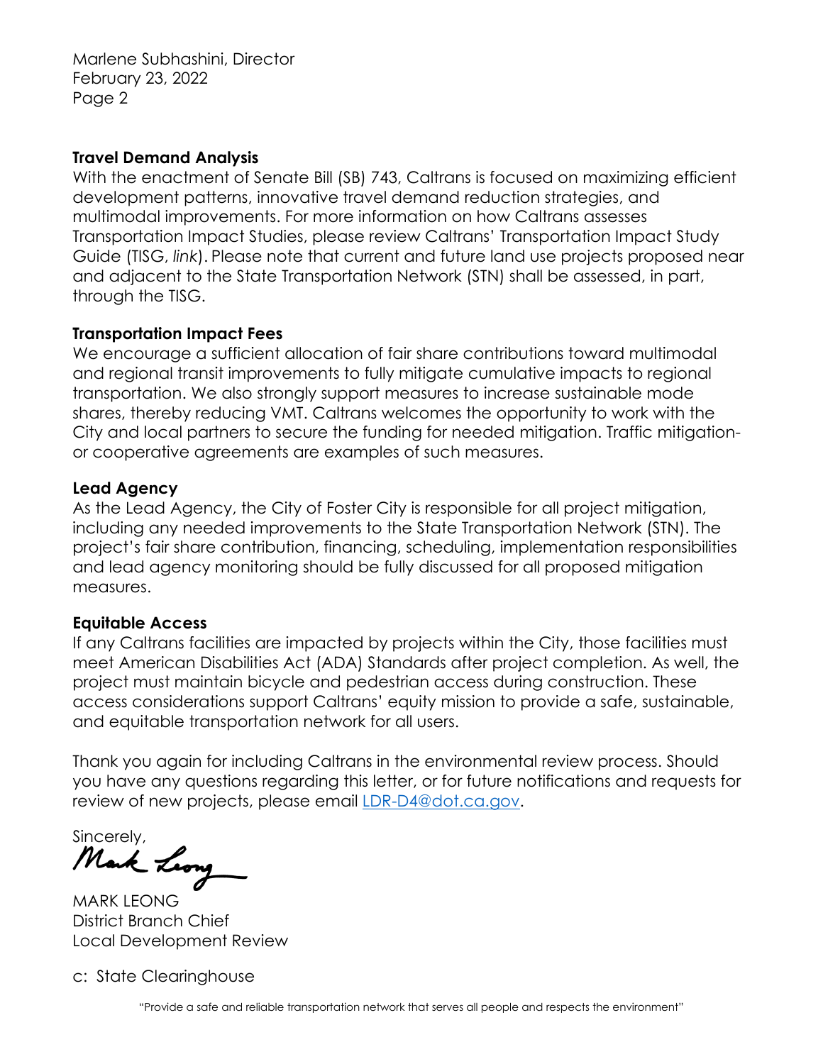Marlene Subhashini, Director
February 23, 2022

### Travel Demand Analysis

With the enactment of Senate Bill (SB) 743, Caltrans is focused on maximizing efficient development patterns, innovative travel demand reduction strategies, and multimodal improvements. For more information on how Caltrans assesses Transportation Impact Studies, please review Caltrans' Transportation Impact Study Guide (TISG, *link*). Please note that current and future land use projects proposed near and adjacent to the State Transportation Network (STN) shall be assessed, in part, through the TISG.

### Transportation Impact Fees

We encourage a sufficient allocation of fair share contributions toward multimodal and regional transit improvements to fully mitigate cumulative impacts to regional transportation. We also strongly support measures to increase sustainable mode shares, thereby reducing VMT. Caltrans welcomes the opportunity to work with the City and local partners to secure the funding for needed mitigation. Traffic mitigation- or cooperative agreements are examples of such measures.

### Lead Agency

As the Lead Agency, the City of Foster City is responsible for all project mitigation, including any needed improvements to the State Transportation Network (STN). The project's fair share contribution, financing, scheduling, implementation responsibilities and lead agency monitoring should be fully discussed for all proposed mitigation measures.

### Equitable Access

If any Caltrans facilities are impacted by projects within the City, those facilities must meet American Disabilities Act (ADA) Standards after project completion. As well, the project must maintain bicycle and pedestrian access during construction. These access considerations support Caltrans' equity mission to provide a safe, sustainable, and equitable transportation network for all users.

Thank you again for including Caltrans in the environmental review process. Should you have any questions regarding this letter, or for future notifications and requests for review of new projects, please email LDR-D4@dot.ca.gov.

Sincerely,

Mark Leong

MARK LEONG
District Branch Chief
Local Development Review

c: State Clearinghouse

"Provide a safe and reliable transportation network that serves all people and respects the environment"